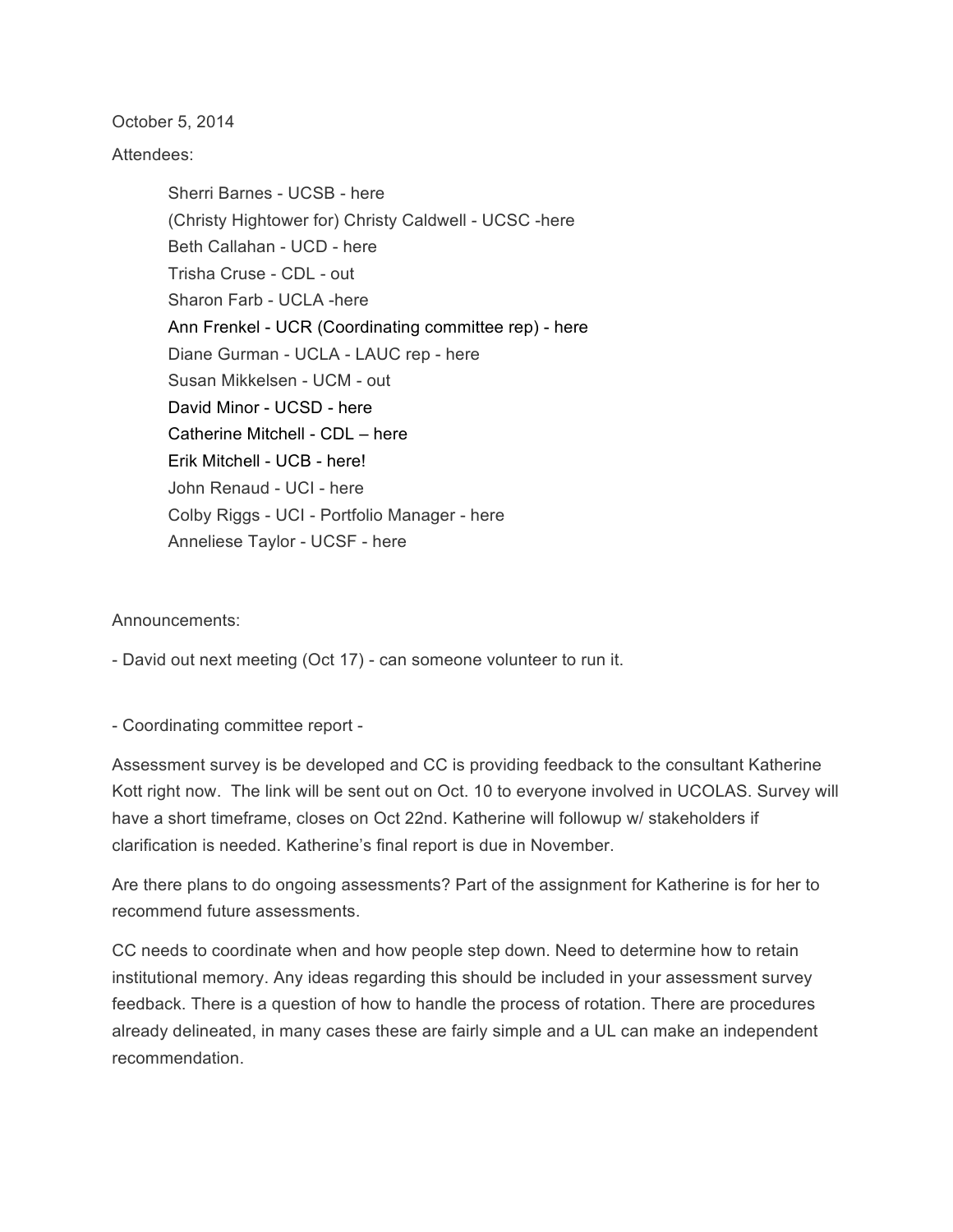October 5, 2014

Attendees:

- Sherri Barnes - UCSB - here
- (Christy Hightower for) Christy Caldwell - UCSC -here
- Beth Callahan - UCD - here
- Trisha Cruse - CDL - out
- Sharon Farb - UCLA -here
- Ann Frenkel - UCR (Coordinating committee rep) - here
- Diane Gurman - UCLA - LAUC rep - here
- Susan Mikkelsen - UCM - out
- David Minor - UCSD - here
- Catherine Mitchell - CDL – here
- Erik Mitchell - UCB - here!
- John Renaud - UCI - here
- Colby Riggs - UCI - Portfolio Manager - here
- Anneliese Taylor - UCSF - here

Announcements:

- David out next meeting (Oct 17) - can someone volunteer to run it.

- Coordinating committee report -

Assessment survey is be developed and CC is providing feedback to the consultant Katherine Kott right now. The link will be sent out on Oct. 10 to everyone involved in UCOLAS. Survey will have a short timeframe, closes on Oct 22nd. Katherine will followup w/ stakeholders if clarification is needed. Katherine's final report is due in November.

Are there plans to do ongoing assessments? Part of the assignment for Katherine is for her to recommend future assessments.

CC needs to coordinate when and how people step down. Need to determine how to retain institutional memory. Any ideas regarding this should be included in your assessment survey feedback. There is a question of how to handle the process of rotation. There are procedures already delineated, in many cases these are fairly simple and a UL can make an independent recommendation.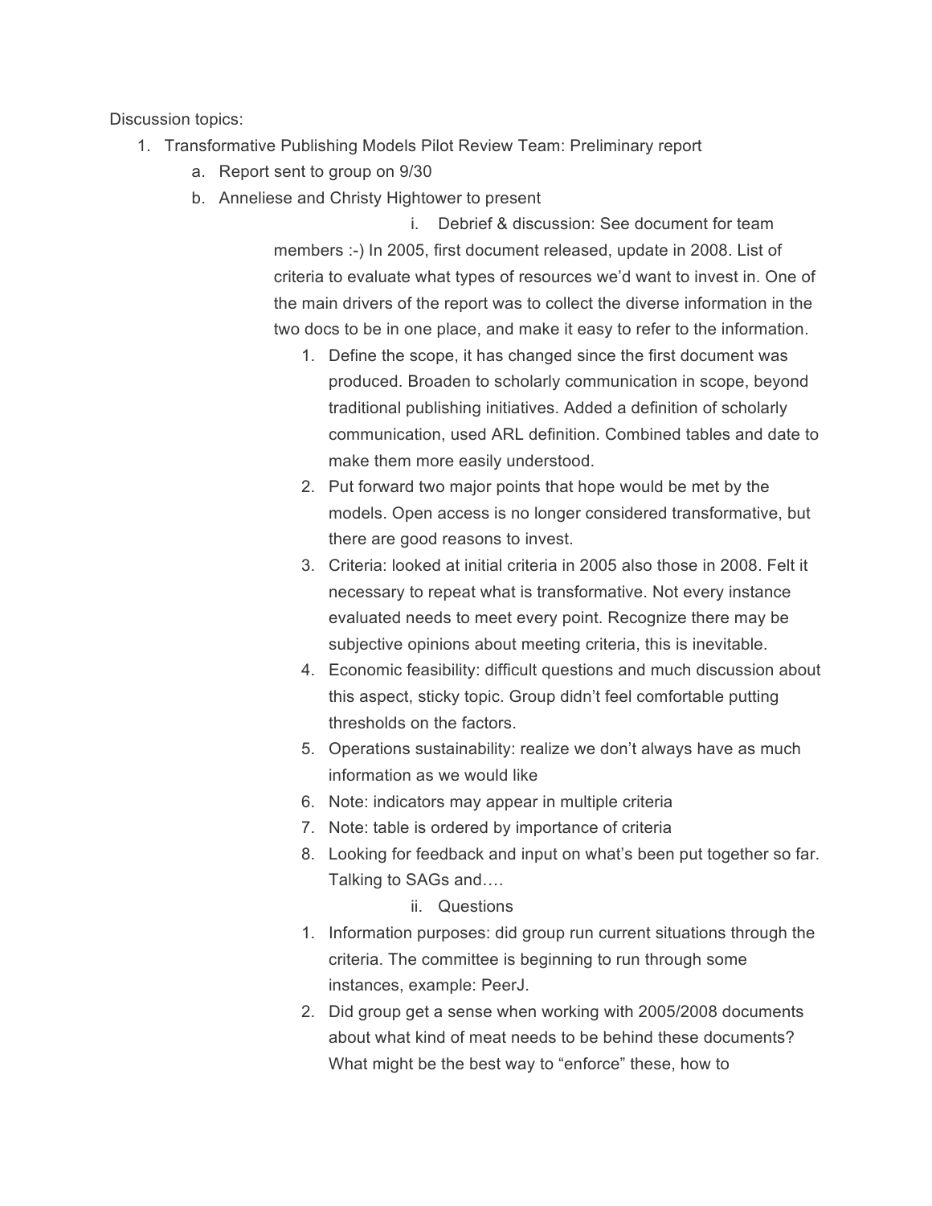Discussion topics:

1. Transformative Publishing Models Pilot Review Team: Preliminary report
    a. Report sent to group on 9/30
    b. Anneliese and Christy Hightower to present
        i. Debrief & discussion: See document for team members :-) In 2005, first document released, update in 2008. List of criteria to evaluate what types of resources we'd want to invest in. One of the main drivers of the report was to collect the diverse information in the two docs to be in one place, and make it easy to refer to the information.
            1. Define the scope, it has changed since the first document was produced. Broaden to scholarly communication in scope, beyond traditional publishing initiatives. Added a definition of scholarly communication, used ARL definition. Combined tables and date to make them more easily understood.
            2. Put forward two major points that hope would be met by the models. Open access is no longer considered transformative, but there are good reasons to invest.
            3. Criteria: looked at initial criteria in 2005 also those in 2008. Felt it necessary to repeat what is transformative. Not every instance evaluated needs to meet every point. Recognize there may be subjective opinions about meeting criteria, this is inevitable.
            4. Economic feasibility: difficult questions and much discussion about this aspect, sticky topic. Group didn't feel comfortable putting thresholds on the factors.
            5. Operations sustainability: realize we don't always have as much information as we would like
            6. Note: indicators may appear in multiple criteria
            7. Note: table is ordered by importance of criteria
            8. Looking for feedback and input on what's been put together so far. Talking to SAGs and….
        ii. Questions
            1. Information purposes: did group run current situations through the criteria. The committee is beginning to run through some instances, example: PeerJ.
            2. Did group get a sense when working with 2005/2008 documents about what kind of meat needs to be behind these documents? What might be the best way to "enforce" these, how to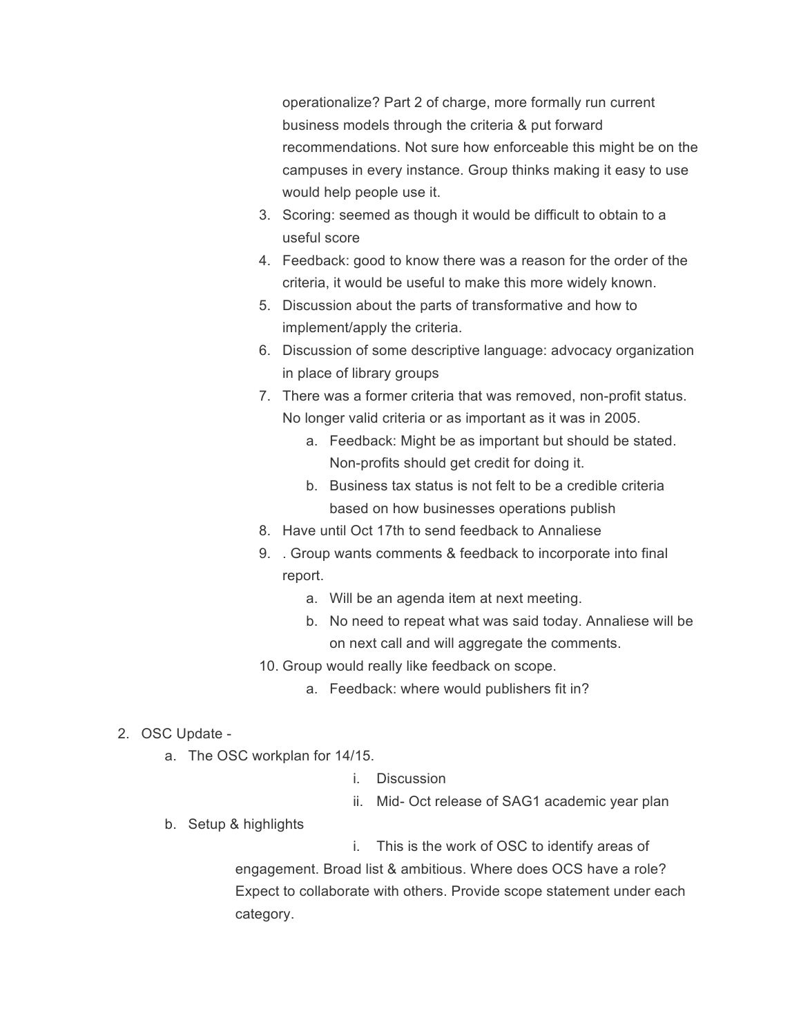operationalize? Part 2 of charge, more formally run current business models through the criteria & put forward recommendations. Not sure how enforceable this might be on the campuses in every instance. Group thinks making it easy to use would help people use it.

3. Scoring: seemed as though it would be difficult to obtain to a useful score
4. Feedback: good to know there was a reason for the order of the criteria, it would be useful to make this more widely known.
5. Discussion about the parts of transformative and how to implement/apply the criteria.
6. Discussion of some descriptive language: advocacy organization in place of library groups
7. There was a former criteria that was removed, non-profit status. No longer valid criteria or as important as it was in 2005.
    a. Feedback: Might be as important but should be stated. Non-profits should get credit for doing it.
    b. Business tax status is not felt to be a credible criteria based on how businesses operations publish
8. Have until Oct 17th to send feedback to Annaliese
9. . Group wants comments & feedback to incorporate into final report.
    a. Will be an agenda item at next meeting.
    b. No need to repeat what was said today. Annaliese will be on next call and will aggregate the comments.
10. Group would really like feedback on scope.
    a. Feedback: where would publishers fit in?

2. OSC Update -
    a. The OSC workplan for 14/15.
        i. Discussion
        ii. Mid- Oct release of SAG1 academic year plan
    b. Setup & highlights
        i. This is the work of OSC to identify areas of engagement. Broad list & ambitious. Where does OCS have a role? Expect to collaborate with others. Provide scope statement under each category.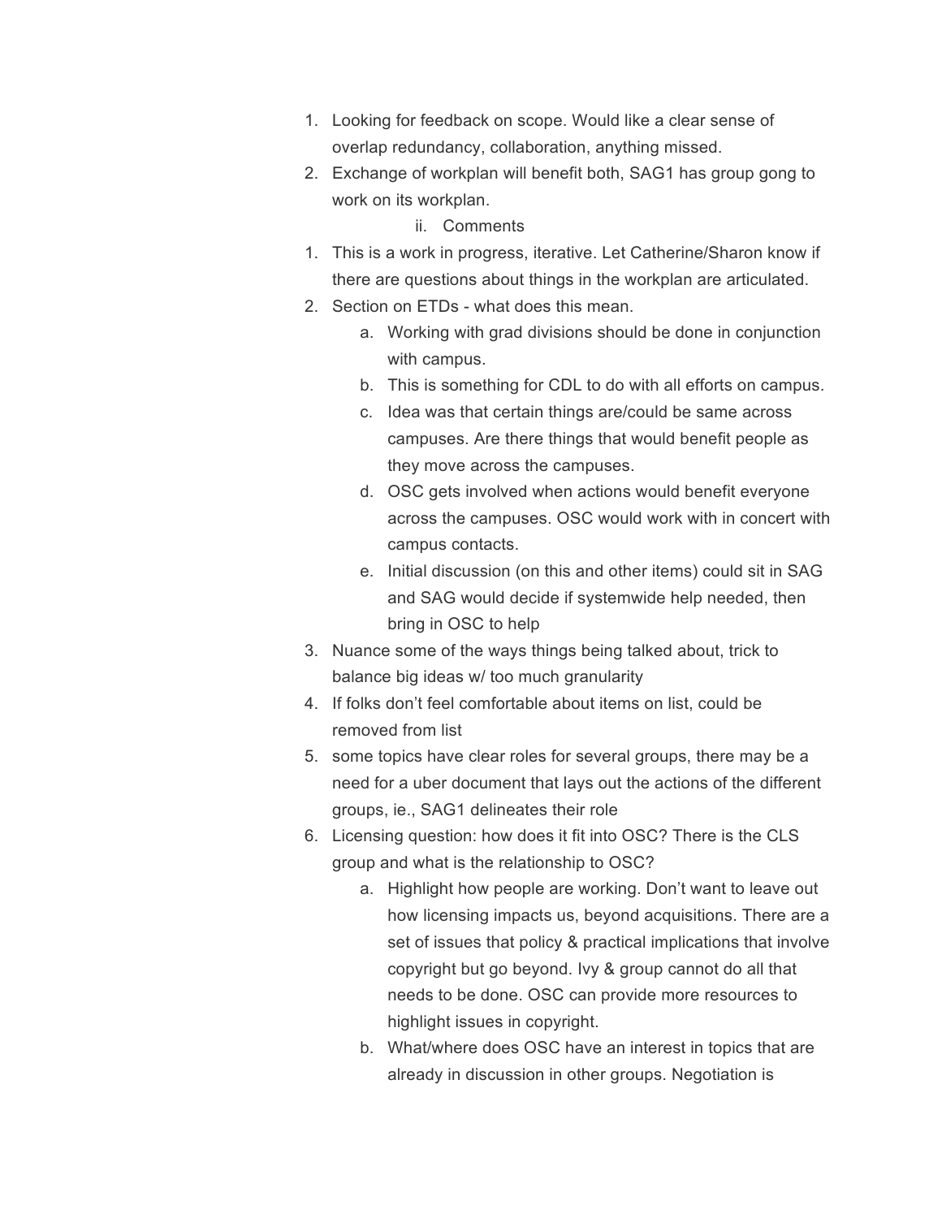1. Looking for feedback on scope. Would like a clear sense of overlap redundancy, collaboration, anything missed.
2. Exchange of workplan will benefit both, SAG1 has group gong to work on its workplan.

   ii. Comments

1. This is a work in progress, iterative. Let Catherine/Sharon know if there are questions about things in the workplan are articulated.
2. Section on ETDs - what does this mean.
   a. Working with grad divisions should be done in conjunction with campus.
   b. This is something for CDL to do with all efforts on campus.
   c. Idea was that certain things are/could be same across campuses. Are there things that would benefit people as they move across the campuses.
   d. OSC gets involved when actions would benefit everyone across the campuses. OSC would work with in concert with campus contacts.
   e. Initial discussion (on this and other items) could sit in SAG and SAG would decide if systemwide help needed, then bring in OSC to help
3. Nuance some of the ways things being talked about, trick to balance big ideas w/ too much granularity
4. If folks don't feel comfortable about items on list, could be removed from list
5. some topics have clear roles for several groups, there may be a need for a uber document that lays out the actions of the different groups, ie., SAG1 delineates their role
6. Licensing question: how does it fit into OSC? There is the CLS group and what is the relationship to OSC?
   a. Highlight how people are working. Don't want to leave out how licensing impacts us, beyond acquisitions. There are a set of issues that policy & practical implications that involve copyright but go beyond. Ivy & group cannot do all that needs to be done. OSC can provide more resources to highlight issues in copyright.
   b. What/where does OSC have an interest in topics that are already in discussion in other groups. Negotiation is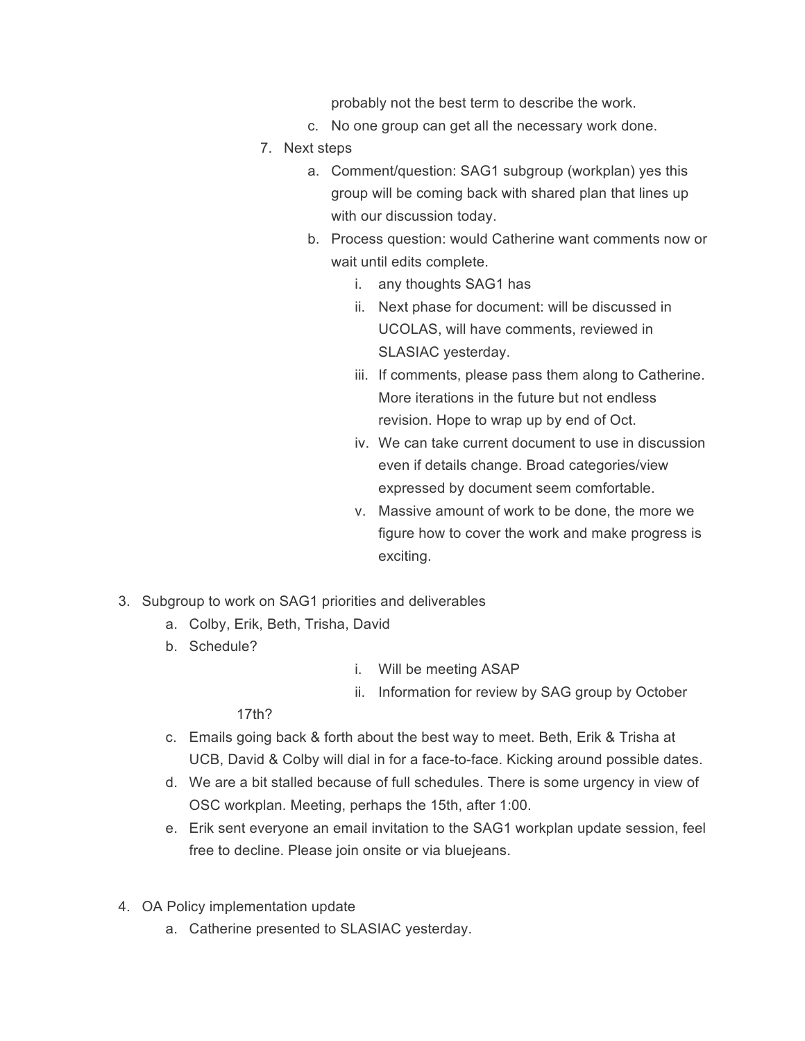probably not the best term to describe the work.

   c. No one group can get all the necessary work done.

7. Next steps
   a. Comment/question: SAG1 subgroup (workplan) yes this group will be coming back with shared plan that lines up with our discussion today.
   b. Process question: would Catherine want comments now or wait until edits complete.
      i. any thoughts SAG1 has
      ii. Next phase for document: will be discussed in UCOLAS, will have comments, reviewed in SLASIAC yesterday.
      iii. If comments, please pass them along to Catherine. More iterations in the future but not endless revision. Hope to wrap up by end of Oct.
      iv. We can take current document to use in discussion even if details change. Broad categories/view expressed by document seem comfortable.
      v. Massive amount of work to be done, the more we figure how to cover the work and make progress is exciting.

3. Subgroup to work on SAG1 priorities and deliverables
   a. Colby, Erik, Beth, Trisha, David
   b. Schedule?
      i. Will be meeting ASAP
      ii. Information for review by SAG group by October 17th?
   c. Emails going back & forth about the best way to meet. Beth, Erik & Trisha at UCB, David & Colby will dial in for a face-to-face. Kicking around possible dates.
   d. We are a bit stalled because of full schedules. There is some urgency in view of OSC workplan. Meeting, perhaps the 15th, after 1:00.
   e. Erik sent everyone an email invitation to the SAG1 workplan update session, feel free to decline. Please join onsite or via bluejeans.

4. OA Policy implementation update
   a. Catherine presented to SLASIAC yesterday.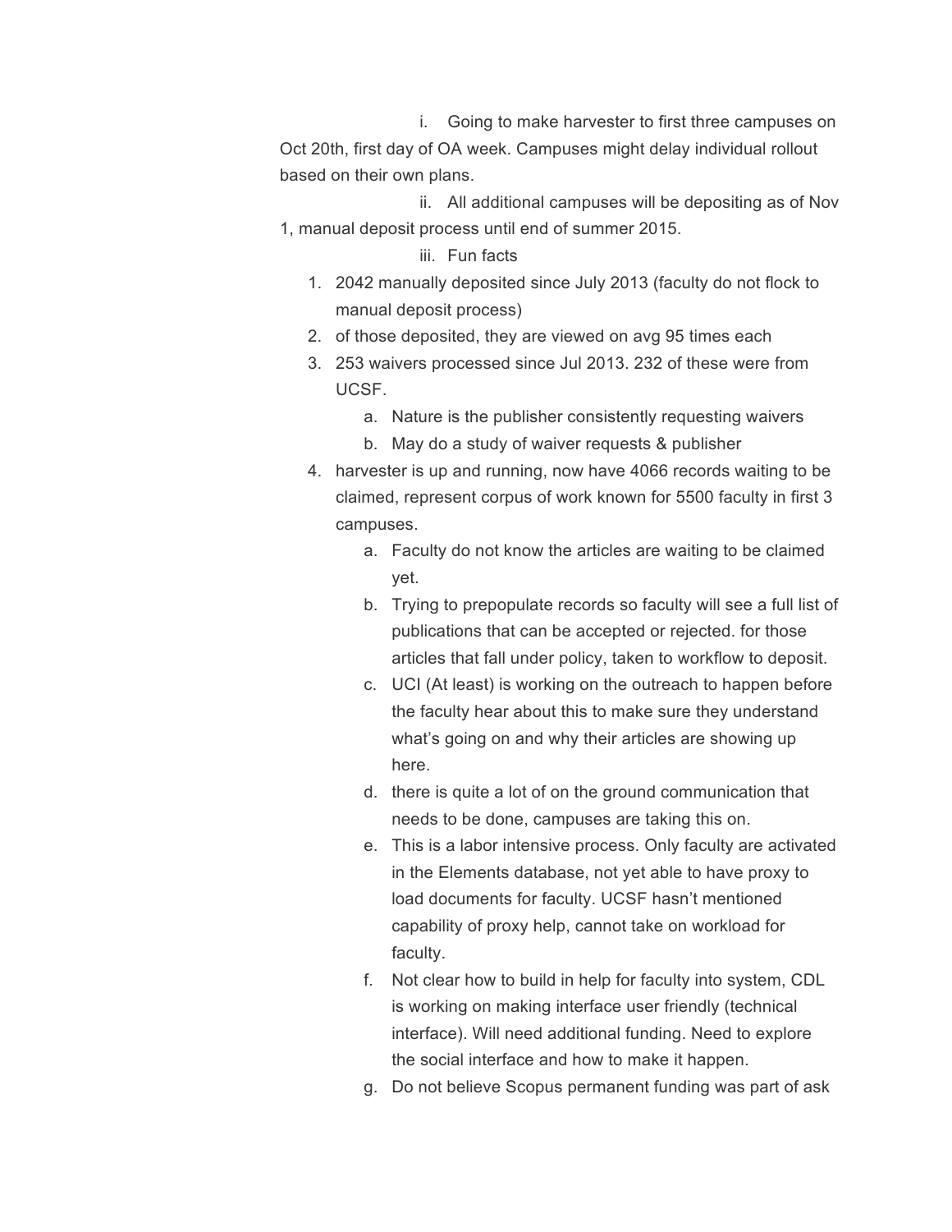i. Going to make harvester to first three campuses on Oct 20th, first day of OA week. Campuses might delay individual rollout based on their own plans.

ii. All additional campuses will be depositing as of Nov 1, manual deposit process until end of summer 2015.

iii. Fun facts

1. 2042 manually deposited since July 2013 (faculty do not flock to manual deposit process)
2. of those deposited, they are viewed on avg 95 times each
3. 253 waivers processed since Jul 2013. 232 of these were from UCSF.
   a. Nature is the publisher consistently requesting waivers
   b. May do a study of waiver requests & publisher
4. harvester is up and running, now have 4066 records waiting to be claimed, represent corpus of work known for 5500 faculty in first 3 campuses.
   a. Faculty do not know the articles are waiting to be claimed yet.
   b. Trying to prepopulate records so faculty will see a full list of publications that can be accepted or rejected. for those articles that fall under policy, taken to workflow to deposit.
   c. UCI (At least) is working on the outreach to happen before the faculty hear about this to make sure they understand what's going on and why their articles are showing up here.
   d. there is quite a lot of on the ground communication that needs to be done, campuses are taking this on.
   e. This is a labor intensive process. Only faculty are activated in the Elements database, not yet able to have proxy to load documents for faculty. UCSF hasn't mentioned capability of proxy help, cannot take on workload for faculty.
   f. Not clear how to build in help for faculty into system, CDL is working on making interface user friendly (technical interface). Will need additional funding. Need to explore the social interface and how to make it happen.
   g. Do not believe Scopus permanent funding was part of ask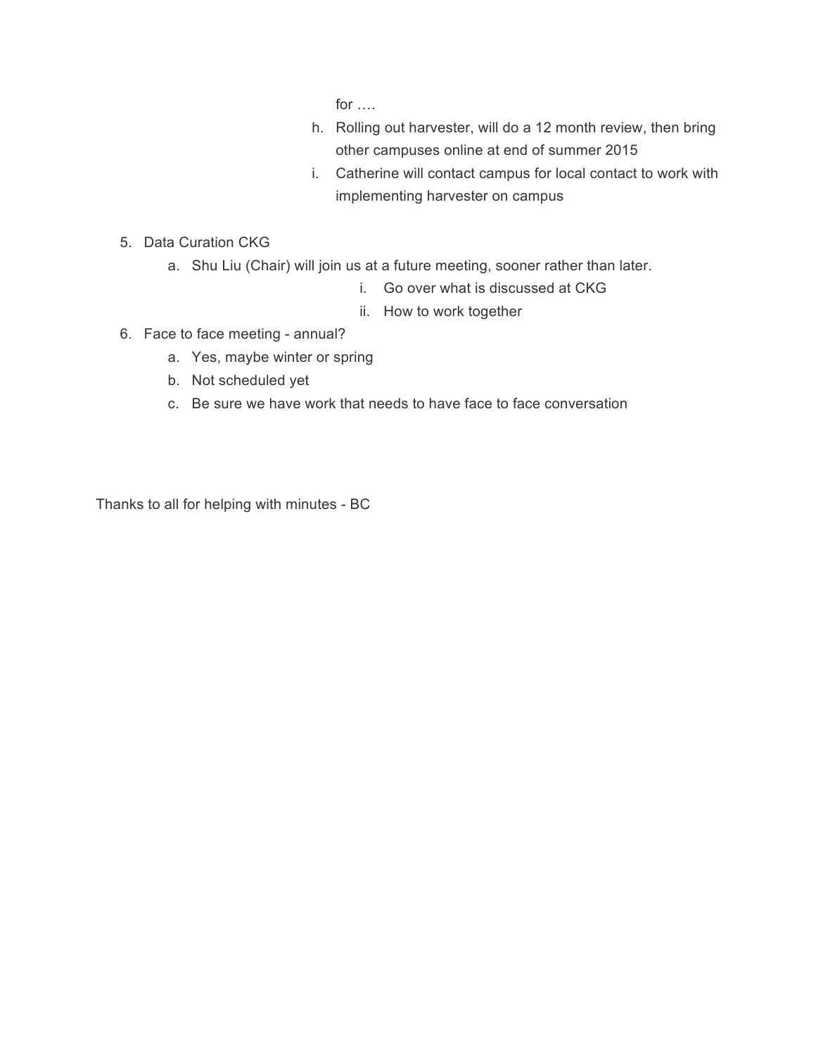for ….

h. Rolling out harvester, will do a 12 month review, then bring other campuses online at end of summer 2015
i. Catherine will contact campus for local contact to work with implementing harvester on campus

5. Data Curation CKG
   a. Shu Liu (Chair) will join us at a future meeting, sooner rather than later.
      i. Go over what is discussed at CKG
      ii. How to work together
6. Face to face meeting - annual?
   a. Yes, maybe winter or spring
   b. Not scheduled yet
   c. Be sure we have work that needs to have face to face conversation

Thanks to all for helping with minutes - BC